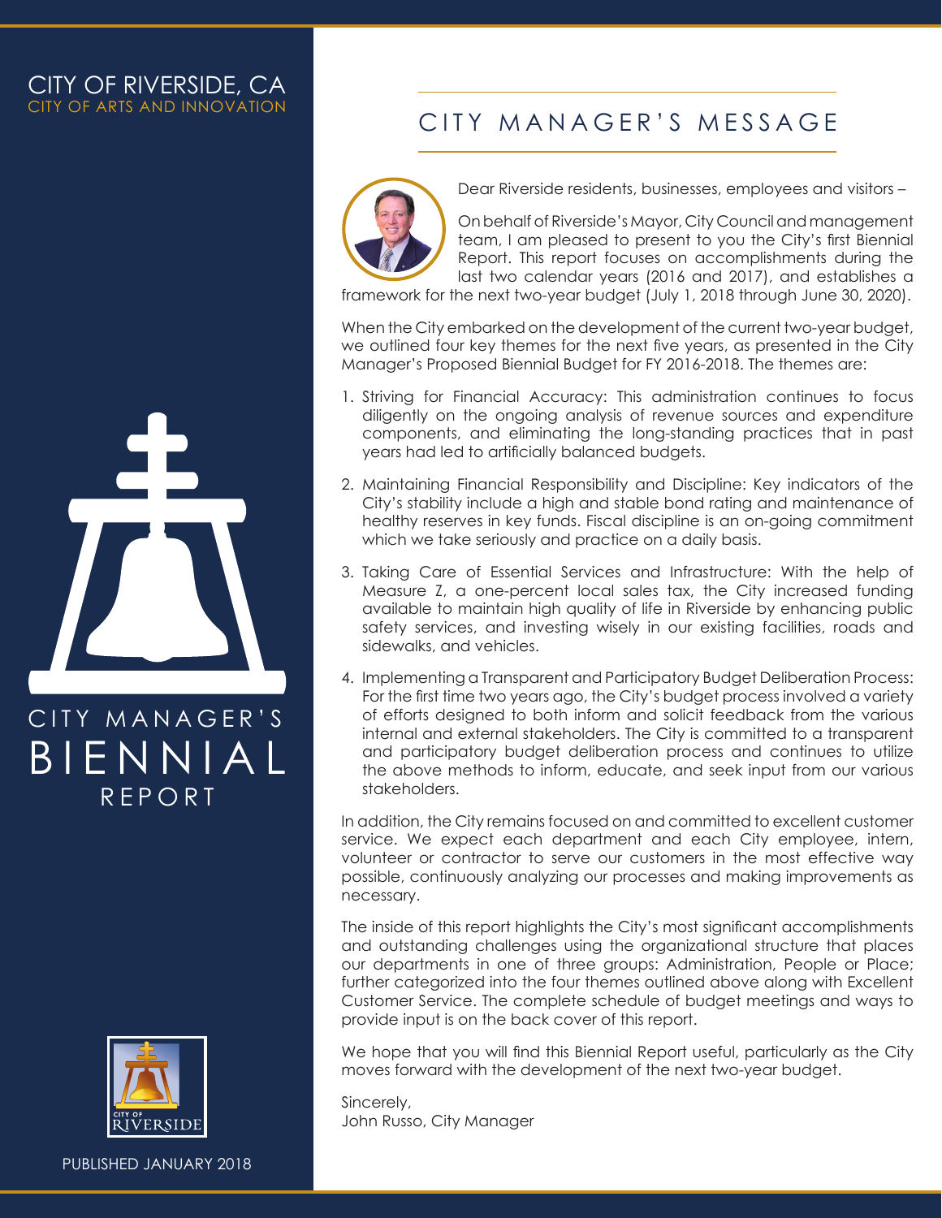# CITY OF RIVERSIDE, CA

CITY OF ARTS AND INNOVATION

CITY MANAGER'S

# BIENNIAL

REPORT

PUBLISHED JANUARY 2018

## CITY MANAGER'S MESSAGE

Dear Riverside residents, businesses, employees and visitors –

On behalf of Riverside's Mayor, City Council and management team, I am pleased to present to you the City's first Biennial Report. This report focuses on accomplishments during the last two calendar years (2016 and 2017), and establishes a framework for the next two-year budget (July 1, 2018 through June 30, 2020).

When the City embarked on the development of the current two-year budget, we outlined four key themes for the next five years, as presented in the City Manager's Proposed Biennial Budget for FY 2016-2018. The themes are:

1. Striving for Financial Accuracy: This administration continues to focus diligently on the ongoing analysis of revenue sources and expenditure components, and eliminating the long-standing practices that in past years had led to artificially balanced budgets.
2. Maintaining Financial Responsibility and Discipline: Key indicators of the City's stability include a high and stable bond rating and maintenance of healthy reserves in key funds. Fiscal discipline is an on-going commitment which we take seriously and practice on a daily basis.
3. Taking Care of Essential Services and Infrastructure: With the help of Measure Z, a one-percent local sales tax, the City increased funding available to maintain high quality of life in Riverside by enhancing public safety services, and investing wisely in our existing facilities, roads and sidewalks, and vehicles.
4. Implementing a Transparent and Participatory Budget Deliberation Process: For the first time two years ago, the City's budget process involved a variety of efforts designed to both inform and solicit feedback from the various internal and external stakeholders. The City is committed to a transparent and participatory budget deliberation process and continues to utilize the above methods to inform, educate, and seek input from our various stakeholders.

In addition, the City remains focused on and committed to excellent customer service. We expect each department and each City employee, intern, volunteer or contractor to serve our customers in the most effective way possible, continuously analyzing our processes and making improvements as necessary.

The inside of this report highlights the City's most significant accomplishments and outstanding challenges using the organizational structure that places our departments in one of three groups: Administration, People or Place; further categorized into the four themes outlined above along with Excellent Customer Service. The complete schedule of budget meetings and ways to provide input is on the back cover of this report.

We hope that you will find this Biennial Report useful, particularly as the City moves forward with the development of the next two-year budget.

Sincerely,
John Russo, City Manager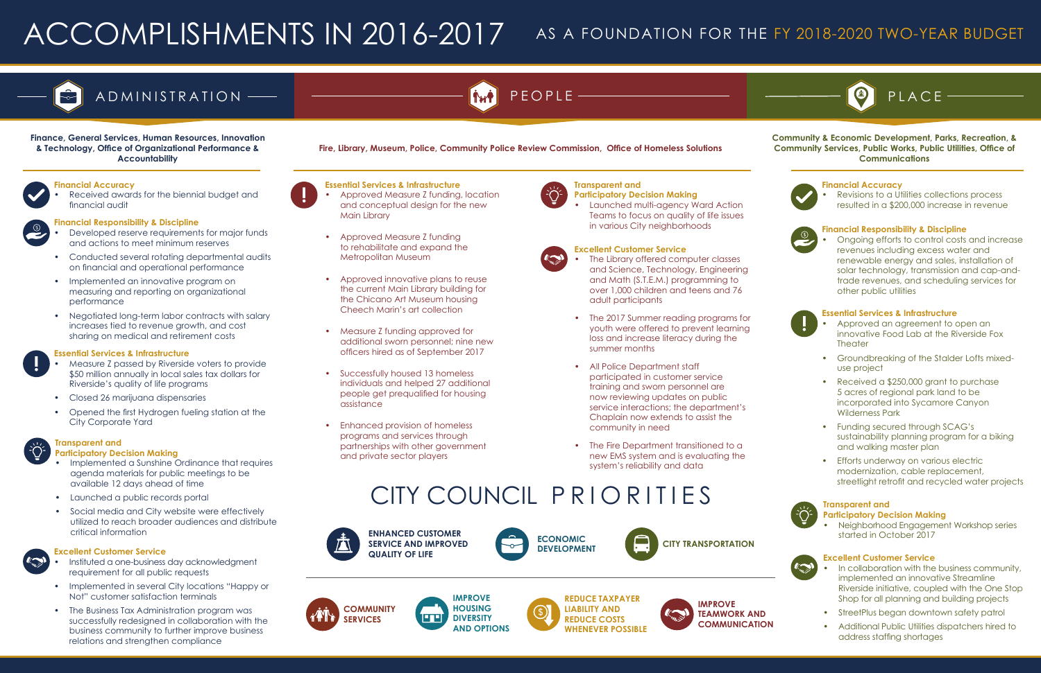# ACCOMPLISHMENTS IN 2016-2017

## AS A FOUNDATION FOR THE FY 2018-2020 TWO-YEAR BUDGET

## ADMINISTRATION

**Finance, General Services, Human Resources, Innovation & Technology, Office of Organizational Performance & Accountability**

### Financial Accuracy

- Received awards for the biennial budget and financial audit

### Financial Responsibility & Discipline

- Developed reserve requirements for major funds and actions to meet minimum reserves
- Conducted several rotating departmental audits on financial and operational performance
- Implemented an innovative program on measuring and reporting on organizational performance
- Negotiated long-term labor contracts with salary increases tied to revenue growth, and cost sharing on medical and retirement costs

### Essential Services & Infrastructure

- Measure Z passed by Riverside voters to provide $50 million annually in local sales tax dollars for Riverside's quality of life programs
- Closed 26 marijuana dispensaries
- Opened the first Hydrogen fueling station at the City Corporate Yard

### Transparent and Participatory Decision Making

- Implemented a Sunshine Ordinance that requires agenda materials for public meetings to be available 12 days ahead of time
- Launched a public records portal
- Social media and City website were effectively utilized to reach broader audiences and distribute critical information

### Excellent Customer Service

- Instituted a one-business day acknowledgment requirement for all public requests
- Implemented in several City locations "Happy or Not" customer satisfaction terminals
- The Business Tax Administration program was successfully redesigned in collaboration with the business community to further improve business relations and strengthen compliance

## PEOPLE

**Fire, Library, Museum, Police, Community Police Review Commission, Office of Homeless Solutions**

### Essential Services & Infrastructure

- Approved Measure Z funding, location and conceptual design for the new Main Library
- Approved Measure Z funding to rehabilitate and expand the Metropolitan Museum
- Approved innovative plans to reuse the current Main Library building for the Chicano Art Museum housing Cheech Marin's art collection
- Measure Z funding approved for additional sworn personnel; nine new officers hired as of September 2017
- Successfully housed 13 homeless individuals and helped 27 additional people get prequalified for housing assistance
- Enhanced provision of homeless programs and services through partnerships with other government and private sector players

### Transparent and Participatory Decision Making

- Launched multi-agency Ward Action Teams to focus on quality of life issues in various City neighborhoods

### Excellent Customer Service

- The Library offered computer classes and Science, Technology, Engineering and Math (S.T.E.M.) programming to over 1,000 children and teens and 76 adult participants
- The 2017 Summer reading programs for youth were offered to prevent learning loss and increase literacy during the summer months
- All Police Department staff participated in customer service training and sworn personnel are now reviewing updates on public service interactions; the department's Chaplain now extends to assist the community in need
- The Fire Department transitioned to a new EMS system and is evaluating the system's reliability and data

## PLACE

**Community & Economic Development, Parks, Recreation, & Community Services, Public Works, Public Utilities, Office of Communications**

### Financial Accuracy

- Revisions to a Utilities collections process resulted in a $200,000 increase in revenue

### Financial Responsibility & Discipline

- Ongoing efforts to control costs and increase revenues including excess water and renewable energy and sales, installation of solar technology, transmission and cap-and-trade revenues, and scheduling services for other public utilities

### Essential Services & Infrastructure

- Approved an agreement to open an innovative Food Lab at the Riverside Fox Theater
- Groundbreaking of the Stalder Lofts mixed-use project
- Received a $250,000 grant to purchase 5 acres of regional park land to be incorporated into Sycamore Canyon Wilderness Park
- Funding secured through SCAG's sustainability planning program for a biking and walking master plan
- Efforts underway on various electric modernization, cable replacement, streetlight retrofit and recycled water projects

### Transparent and Participatory Decision Making

- Neighborhood Engagement Workshop series started in October 2017

### Excellent Customer Service

- In collaboration with the business community, implemented an innovative Streamline Riverside initiative, coupled with the One Stop Shop for all planning and building projects
- StreetPlus began downtown safety patrol
- Additional Public Utilities dispatchers hired to address staffing shortages

## CITY COUNCIL PRIORITIES

- ENHANCED CUSTOMER SERVICE AND IMPROVED QUALITY OF LIFE
- ECONOMIC DEVELOPMENT
- CITY TRANSPORTATION
- COMMUNITY SERVICES
- IMPROVE HOUSING DIVERSITY AND OPTIONS
- REDUCE TAXPAYER LIABILITY AND REDUCE COSTS WHENEVER POSSIBLE
- IMPROVE TEAMWORK AND COMMUNICATION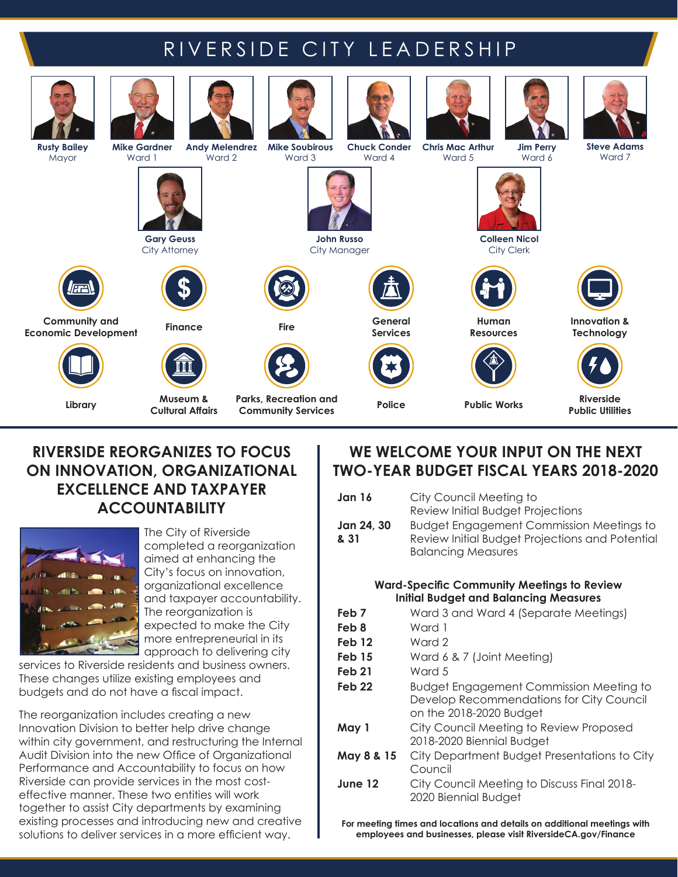# RIVERSIDE CITY LEADERSHIP

**Rusty Bailey**
Mayor

**Mike Gardner**
Ward 1

**Andy Melendrez**
Ward 2

**Mike Soubirous**
Ward 3

**Chuck Conder**
Ward 4

**Chris Mac Arthur**
Ward 5

**Jim Perry**
Ward 6

**Steve Adams**
Ward 7

**Gary Geuss**
City Attorney

**John Russo**
City Manager

**Colleen Nicol**
City Clerk

**Community and Economic Development**

**Finance**

**Fire**

**General Services**

**Human Resources**

**Innovation & Technology**

**Library**

**Museum & Cultural Affairs**

**Parks, Recreation and Community Services**

**Police**

**Public Works**

**Riverside Public Utilities**

## RIVERSIDE REORGANIZES TO FOCUS ON INNOVATION, ORGANIZATIONAL EXCELLENCE AND TAXPAYER ACCOUNTABILITY

The City of Riverside completed a reorganization aimed at enhancing the City's focus on innovation, organizational excellence and taxpayer accountability. The reorganization is expected to make the City more entrepreneurial in its approach to delivering city services to Riverside residents and business owners. These changes utilize existing employees and budgets and do not have a fiscal impact.

The reorganization includes creating a new Innovation Division to better help drive change within city government, and restructuring the Internal Audit Division into the new Office of Organizational Performance and Accountability to focus on how Riverside can provide services in the most cost-effective manner. These two entities will work together to assist City departments by examining existing processes and introducing new and creative solutions to deliver services in a more efficient way.

## WE WELCOME YOUR INPUT ON THE NEXT TWO-YEAR BUDGET FISCAL YEARS 2018-2020

| | |
|---|---|
| **Jan 16** | City Council Meeting to Review Initial Budget Projections |
| **Jan 24, 30 & 31** | Budget Engagement Commission Meetings to Review Initial Budget Projections and Potential Balancing Measures |

**Ward-Specific Community Meetings to Review Initial Budget and Balancing Measures**

| | |
|---|---|
| **Feb 7** | Ward 3 and Ward 4 (Separate Meetings) |
| **Feb 8** | Ward 1 |
| **Feb 12** | Ward 2 |
| **Feb 15** | Ward 6 & 7 (Joint Meeting) |
| **Feb 21** | Ward 5 |
| **Feb 22** | Budget Engagement Commission Meeting to Develop Recommendations for City Council on the 2018-2020 Budget |
| **May 1** | City Council Meeting to Review Proposed 2018-2020 Biennial Budget |
| **May 8 & 15** | City Department Budget Presentations to City Council |
| **June 12** | City Council Meeting to Discuss Final 2018-2020 Biennial Budget |

**For meeting times and locations and details on additional meetings with employees and businesses, please visit RiversideCA.gov/Finance**